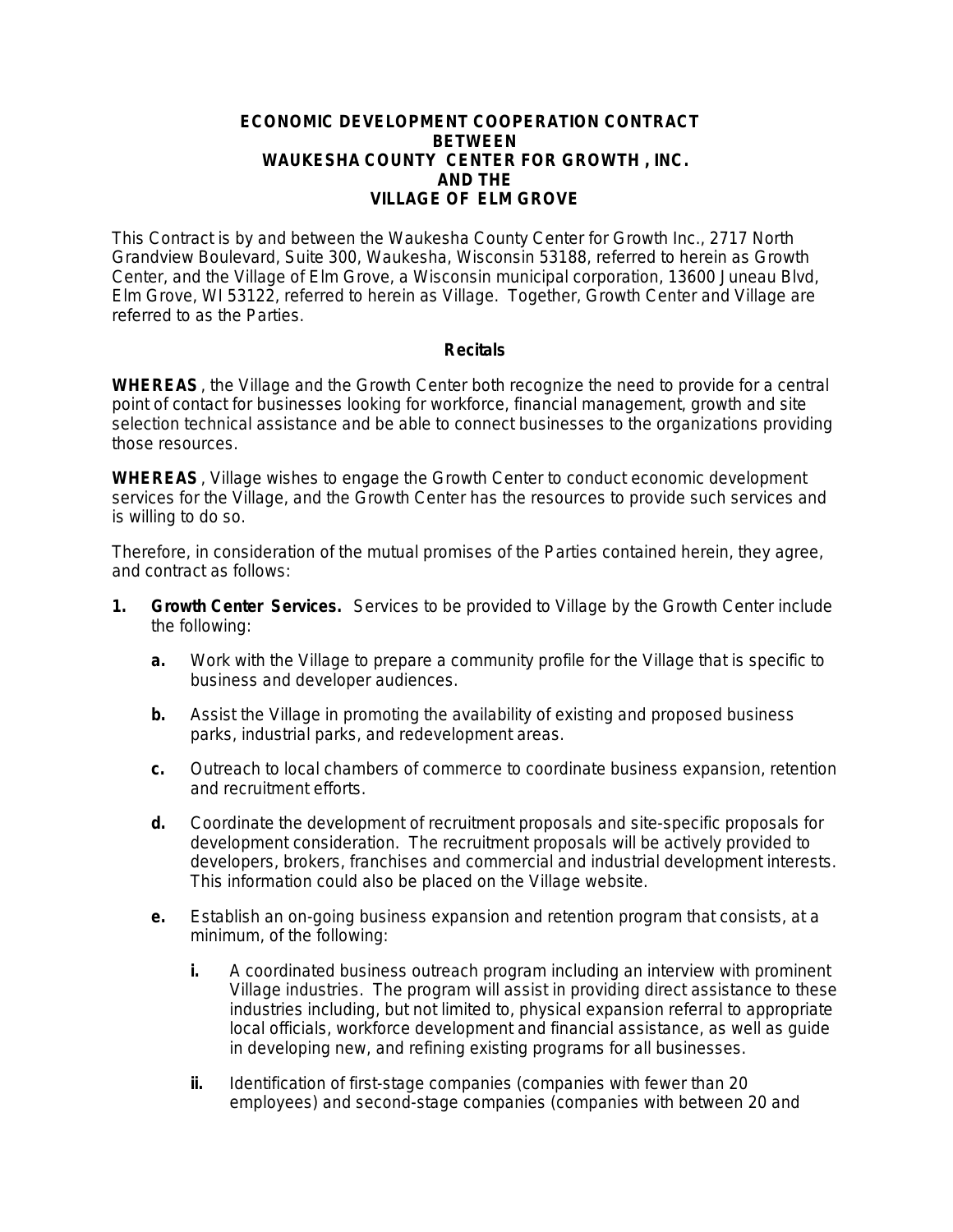# ECONOMIC DEVELOPMENT COOPERATION CONTRACT
# BETWEEN
# WAUKESHA COUNTY CENTER FOR GROWTH , INC.
# AND THE
# VILLAGE OF ELM GROVE

This Contract is by and between the Waukesha County Center for Growth Inc., 2717 North Grandview Boulevard, Suite 300, Waukesha, Wisconsin 53188, referred to herein as Growth Center, and the Village of Elm Grove, a Wisconsin municipal corporation, 13600 Juneau Blvd, Elm Grove, WI 53122, referred to herein as Village. Together, Growth Center and Village are referred to as the Parties.

## Recitals

**WHEREAS**, the Village and the Growth Center both recognize the need to provide for a central point of contact for businesses looking for workforce, financial management, growth and site selection technical assistance and be able to connect businesses to the organizations providing those resources.

**WHEREAS**, Village wishes to engage the Growth Center to conduct economic development services for the Village, and the Growth Center has the resources to provide such services and is willing to do so.

Therefore, in consideration of the mutual promises of the Parties contained herein, they agree, and contract as follows:

1. **Growth Center Services.** Services to be provided to Village by the Growth Center include the following:

   **a.** Work with the Village to prepare a community profile for the Village that is specific to business and developer audiences.

   **b.** Assist the Village in promoting the availability of existing and proposed business parks, industrial parks, and redevelopment areas.

   **c.** Outreach to local chambers of commerce to coordinate business expansion, retention and recruitment efforts.

   **d.** Coordinate the development of recruitment proposals and site-specific proposals for development consideration. The recruitment proposals will be actively provided to developers, brokers, franchises and commercial and industrial development interests. This information could also be placed on the Village website.

   **e.** Establish an on-going business expansion and retention program that consists, at a minimum, of the following:

      **i.** A coordinated business outreach program including an interview with prominent Village industries. The program will assist in providing direct assistance to these industries including, but not limited to, physical expansion referral to appropriate local officials, workforce development and financial assistance, as well as guide in developing new, and refining existing programs for all businesses.

      **ii.** Identification of first-stage companies (companies with fewer than 20 employees) and second-stage companies (companies with between 20 and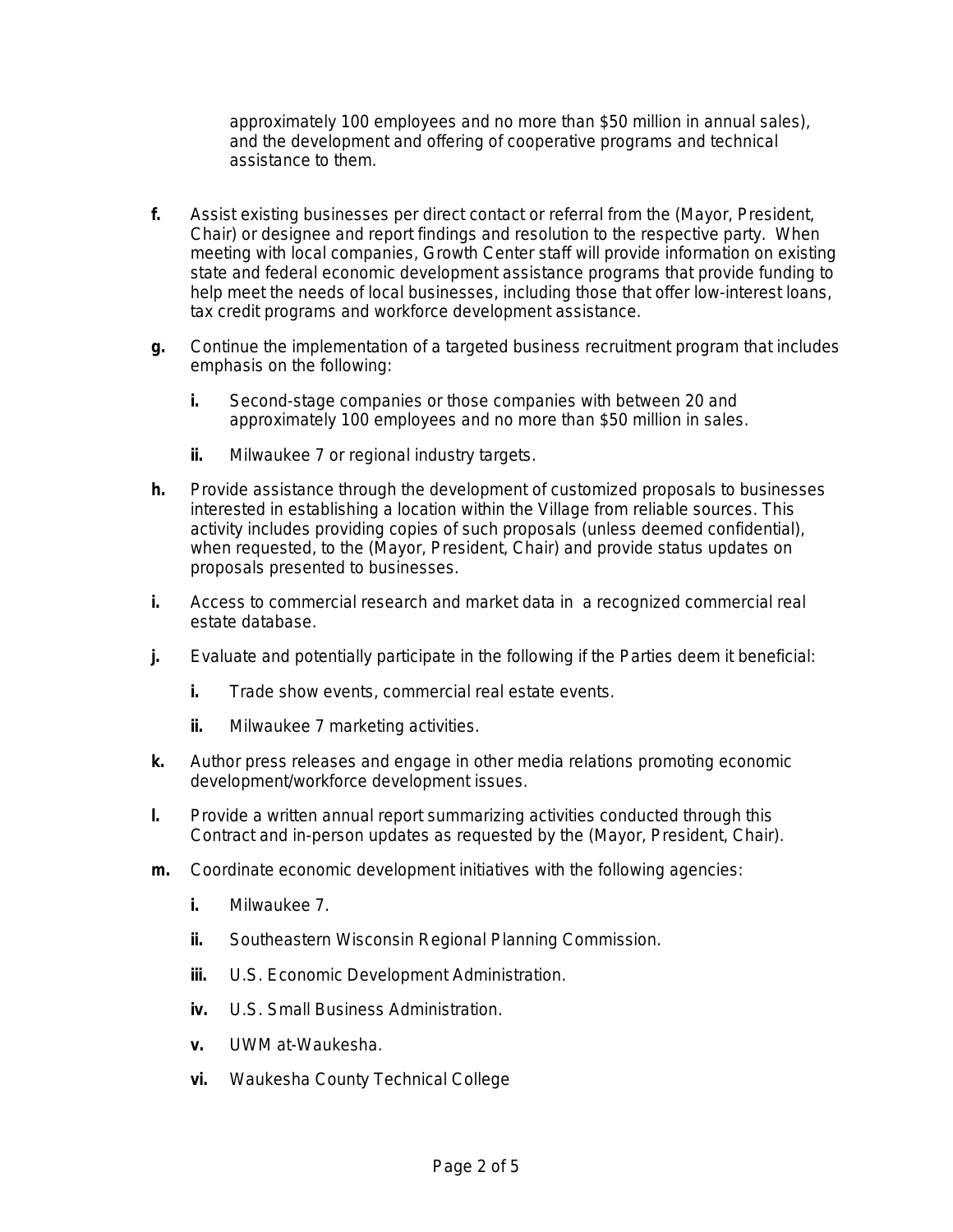approximately 100 employees and no more than $50 million in annual sales), and the development and offering of cooperative programs and technical assistance to them.

**f.** Assist existing businesses per direct contact or referral from the (Mayor, President, Chair) or designee and report findings and resolution to the respective party. When meeting with local companies, Growth Center staff will provide information on existing state and federal economic development assistance programs that provide funding to help meet the needs of local businesses, including those that offer low-interest loans, tax credit programs and workforce development assistance.

**g.** Continue the implementation of a targeted business recruitment program that includes emphasis on the following:

- **i.** Second-stage companies or those companies with between 20 and approximately 100 employees and no more than $50 million in sales.
- **ii.** Milwaukee 7 or regional industry targets.

**h.** Provide assistance through the development of customized proposals to businesses interested in establishing a location within the Village from reliable sources. This activity includes providing copies of such proposals (unless deemed confidential), when requested, to the (Mayor, President, Chair) and provide status updates on proposals presented to businesses.

**i.** Access to commercial research and market data in a recognized commercial real estate database.

**j.** Evaluate and potentially participate in the following if the Parties deem it beneficial:

- **i.** Trade show events, commercial real estate events.
- **ii.** Milwaukee 7 marketing activities.

**k.** Author press releases and engage in other media relations promoting economic development/workforce development issues.

**l.** Provide a written annual report summarizing activities conducted through this Contract and in-person updates as requested by the (Mayor, President, Chair).

**m.** Coordinate economic development initiatives with the following agencies:

- **i.** Milwaukee 7.
- **ii.** Southeastern Wisconsin Regional Planning Commission.
- **iii.** U.S. Economic Development Administration.
- **iv.** U.S. Small Business Administration.
- **v.** UWM at-Waukesha.
- **vi.** Waukesha County Technical College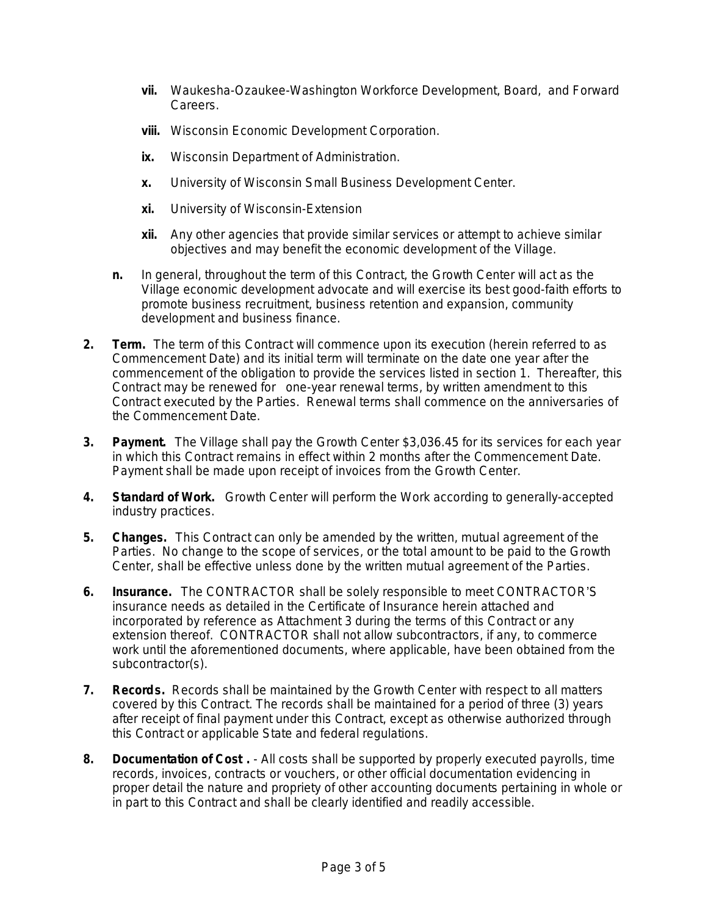**vii.** Waukesha-Ozaukee-Washington Workforce Development, Board, and Forward Careers.

**viii.** Wisconsin Economic Development Corporation.

**ix.** Wisconsin Department of Administration.

**x.** University of Wisconsin Small Business Development Center.

**xi.** University of Wisconsin-Extension

**xii.** Any other agencies that provide similar services or attempt to achieve similar objectives and may benefit the economic development of the Village.

**n.** In general, throughout the term of this Contract, the Growth Center will act as the Village economic development advocate and will exercise its best good-faith efforts to promote business recruitment, business retention and expansion, community development and business finance.

**2. Term.** The term of this Contract will commence upon its execution (herein referred to as Commencement Date) and its initial term will terminate on the date one year after the commencement of the obligation to provide the services listed in section 1. Thereafter, this Contract may be renewed for one-year renewal terms, by written amendment to this Contract executed by the Parties. Renewal terms shall commence on the anniversaries of the Commencement Date.

**3. Payment.** The Village shall pay the Growth Center $3,036.45 for its services for each year in which this Contract remains in effect within 2 months after the Commencement Date. Payment shall be made upon receipt of invoices from the Growth Center.

**4. Standard of Work.** Growth Center will perform the Work according to generally-accepted industry practices.

**5. Changes.** This Contract can only be amended by the written, mutual agreement of the Parties. No change to the scope of services, or the total amount to be paid to the Growth Center, shall be effective unless done by the written mutual agreement of the Parties.

**6. Insurance.** The CONTRACTOR shall be solely responsible to meet CONTRACTOR'S insurance needs as detailed in the Certificate of Insurance herein attached and incorporated by reference as Attachment 3 during the terms of this Contract or any extension thereof. CONTRACTOR shall not allow subcontractors, if any, to commerce work until the aforementioned documents, where applicable, have been obtained from the subcontractor(s).

**7. Records.** Records shall be maintained by the Growth Center with respect to all matters covered by this Contract. The records shall be maintained for a period of three (3) years after receipt of final payment under this Contract, except as otherwise authorized through this Contract or applicable State and federal regulations.

**8. Documentation of Cost .** - All costs shall be supported by properly executed payrolls, time records, invoices, contracts or vouchers, or other official documentation evidencing in proper detail the nature and propriety of other accounting documents pertaining in whole or in part to this Contract and shall be clearly identified and readily accessible.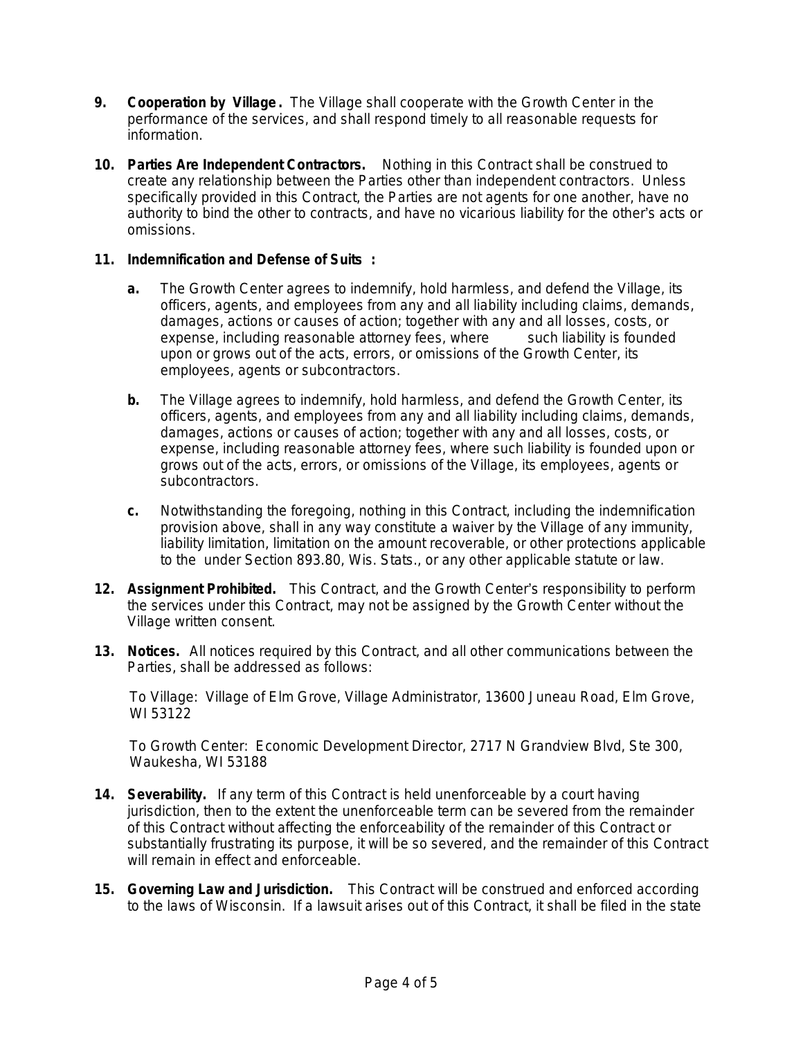**9. Cooperation by Village.** The Village shall cooperate with the Growth Center in the performance of the services, and shall respond timely to all reasonable requests for information.

**10. Parties Are Independent Contractors.** Nothing in this Contract shall be construed to create any relationship between the Parties other than independent contractors. Unless specifically provided in this Contract, the Parties are not agents for one another, have no authority to bind the other to contracts, and have no vicarious liability for the other's acts or omissions.

**11. Indemnification and Defense of Suits:**

**a.** The Growth Center agrees to indemnify, hold harmless, and defend the Village, its officers, agents, and employees from any and all liability including claims, demands, damages, actions or causes of action; together with any and all losses, costs, or expense, including reasonable attorney fees, where such liability is founded upon or grows out of the acts, errors, or omissions of the Growth Center, its employees, agents or subcontractors.

**b.** The Village agrees to indemnify, hold harmless, and defend the Growth Center, its officers, agents, and employees from any and all liability including claims, demands, damages, actions or causes of action; together with any and all losses, costs, or expense, including reasonable attorney fees, where such liability is founded upon or grows out of the acts, errors, or omissions of the Village, its employees, agents or subcontractors.

**c.** Notwithstanding the foregoing, nothing in this Contract, including the indemnification provision above, shall in any way constitute a waiver by the Village of any immunity, liability limitation, limitation on the amount recoverable, or other protections applicable to the under Section 893.80, Wis. Stats., or any other applicable statute or law.

**12. Assignment Prohibited.** This Contract, and the Growth Center's responsibility to perform the services under this Contract, may not be assigned by the Growth Center without the Village written consent.

**13. Notices.** All notices required by this Contract, and all other communications between the Parties, shall be addressed as follows:

To Village: Village of Elm Grove, Village Administrator, 13600 Juneau Road, Elm Grove, WI 53122

To Growth Center: Economic Development Director, 2717 N Grandview Blvd, Ste 300, Waukesha, WI 53188

**14. Severability.** If any term of this Contract is held unenforceable by a court having jurisdiction, then to the extent the unenforceable term can be severed from the remainder of this Contract without affecting the enforceability of the remainder of this Contract or substantially frustrating its purpose, it will be so severed, and the remainder of this Contract will remain in effect and enforceable.

**15. Governing Law and Jurisdiction.** This Contract will be construed and enforced according to the laws of Wisconsin. If a lawsuit arises out of this Contract, it shall be filed in the state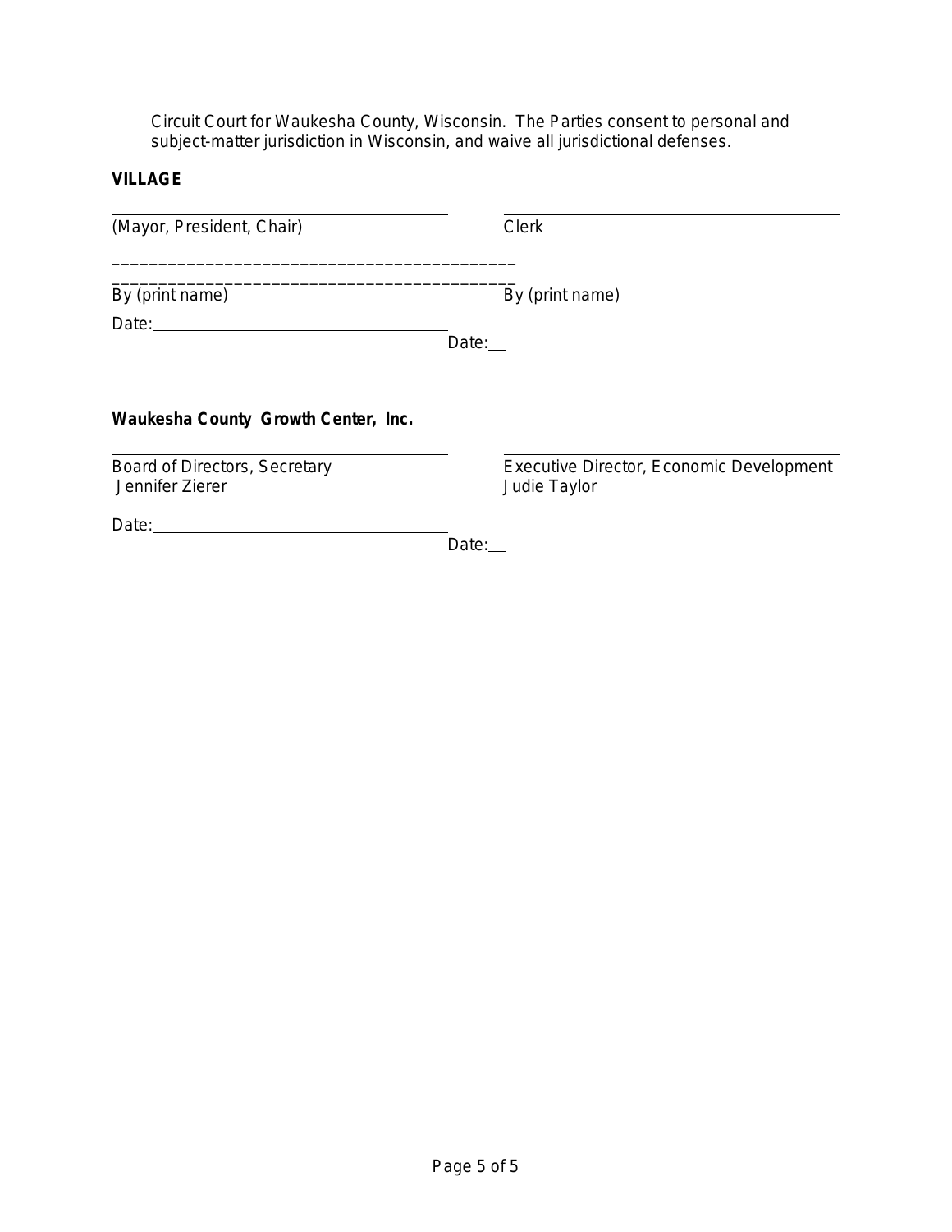Circuit Court for Waukesha County, Wisconsin. The Parties consent to personal and subject-matter jurisdiction in Wisconsin, and waive all jurisdictional defenses.

**VILLAGE**

| | |
|---|---|
| ______________________________ | ______________________________ |
| (Mayor, President, Chair) | Clerk |
| ______________________________ | ______________________________ |
| By (print name) | By (print name) |
| Date:______________________ | Date:__ |

**Waukesha County Growth Center, Inc.**

| | |
|---|---|
| ______________________________ | ______________________________ |
| Board of Directors, Secretary<br>Jennifer Zierer | Executive Director, Economic Development<br>Judie Taylor |
| Date:______________________ | Date:__ |